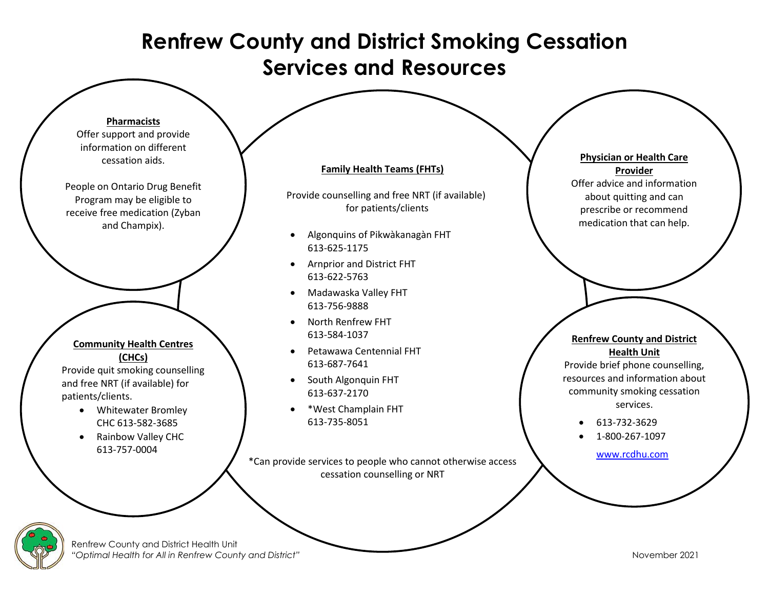# Renfrew County and District Smoking Cessation Services and Resources

**Pharmacists**

Offer support and provide information on different cessation aids.

People on Ontario Drug Benefit Program may be eligible to receive free medication (Zyban and Champix).

**Community Health Centres (CHCs)**

Provide quit smoking counselling and free NRT (if available) for patients/clients.

- Whitewater Bromley CHC 613-582-3685
- Rainbow Valley CHC 613-757-0004

**Family Health Teams (FHTs)**

Provide counselling and free NRT (if available) for patients/clients

- Algonquins of Pikwàkanagàn FHT 613-625-1175
- Arnprior and District FHT 613-622-5763
- Madawaska Valley FHT 613-756-9888
- North Renfrew FHT 613-584-1037
- Petawawa Centennial FHT 613-687-7641
- South Algonquin FHT 613-637-2170
- *West Champlain FHT 613-735-8051

*Can provide services to people who cannot otherwise access cessation counselling or NRT

**Physician or Health Care Provider**

Offer advice and information about quitting and can prescribe or recommend medication that can help.

**Renfrew County and District Health Unit**

Provide brief phone counselling, resources and information about community smoking cessation services.

- 613-732-3629
- 1-800-267-1097

www.rcdhu.com

Renfrew County and District Health Unit
*"Optimal Health for All in Renfrew County and District"*

November 2021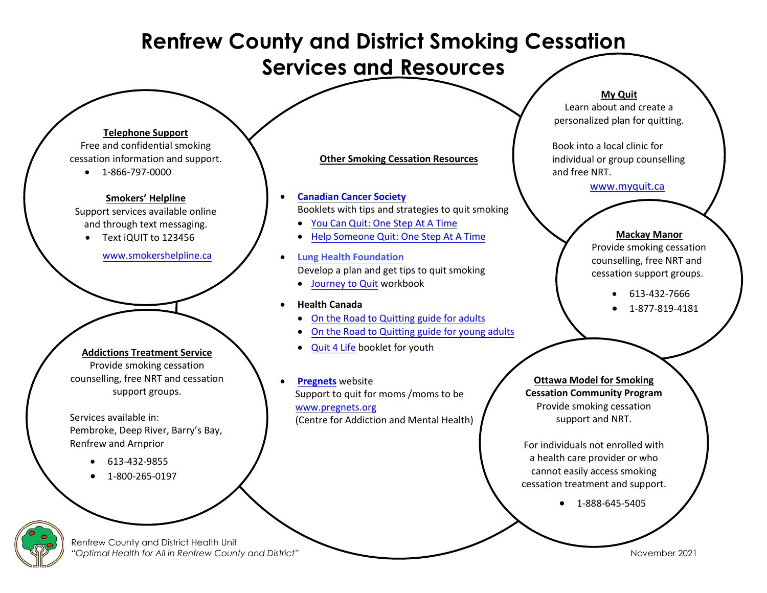# Renfrew County and District Smoking Cessation Services and Resources

**Telephone Support**

Free and confidential smoking cessation information and support.

- 1-866-797-0000

**Smokers' Helpline**

Support services available online and through text messaging.

- Text iQUIT to 123456

www.smokershelpline.ca

**Addictions Treatment Service**

Provide smoking cessation counselling, free NRT and cessation support groups.

Services available in:
Pembroke, Deep River, Barry's Bay, Renfrew and Arnprior

- 613-432-9855
- 1-800-265-0197

**Other Smoking Cessation Resources**

- **Canadian Cancer Society**
  Booklets with tips and strategies to quit smoking
  - You Can Quit: One Step At A Time
  - Help Someone Quit: One Step At A Time
- **Lung Health Foundation**
  Develop a plan and get tips to quit smoking
  - Journey to Quit workbook
- **Health Canada**
  - On the Road to Quitting guide for adults
  - On the Road to Quitting guide for young adults
  - Quit 4 Life booklet for youth
- **Pregnets** website
  Support to quit for moms /moms to be
  www.pregnets.org
  (Centre for Addiction and Mental Health)

**My Quit**

Learn about and create a personalized plan for quitting.

Book into a local clinic for individual or group counselling and free NRT.

www.myquit.ca

**Mackay Manor**

Provide smoking cessation counselling, free NRT and cessation support groups.

- 613-432-7666
- 1-877-819-4181

**Ottawa Model for Smoking Cessation Community Program**

Provide smoking cessation support and NRT.

For individuals not enrolled with a health care provider or who cannot easily access smoking cessation treatment and support.

- 1-888-645-5405

Renfrew County and District Health Unit
*"Optimal Health for All in Renfrew County and District"*

November 2021